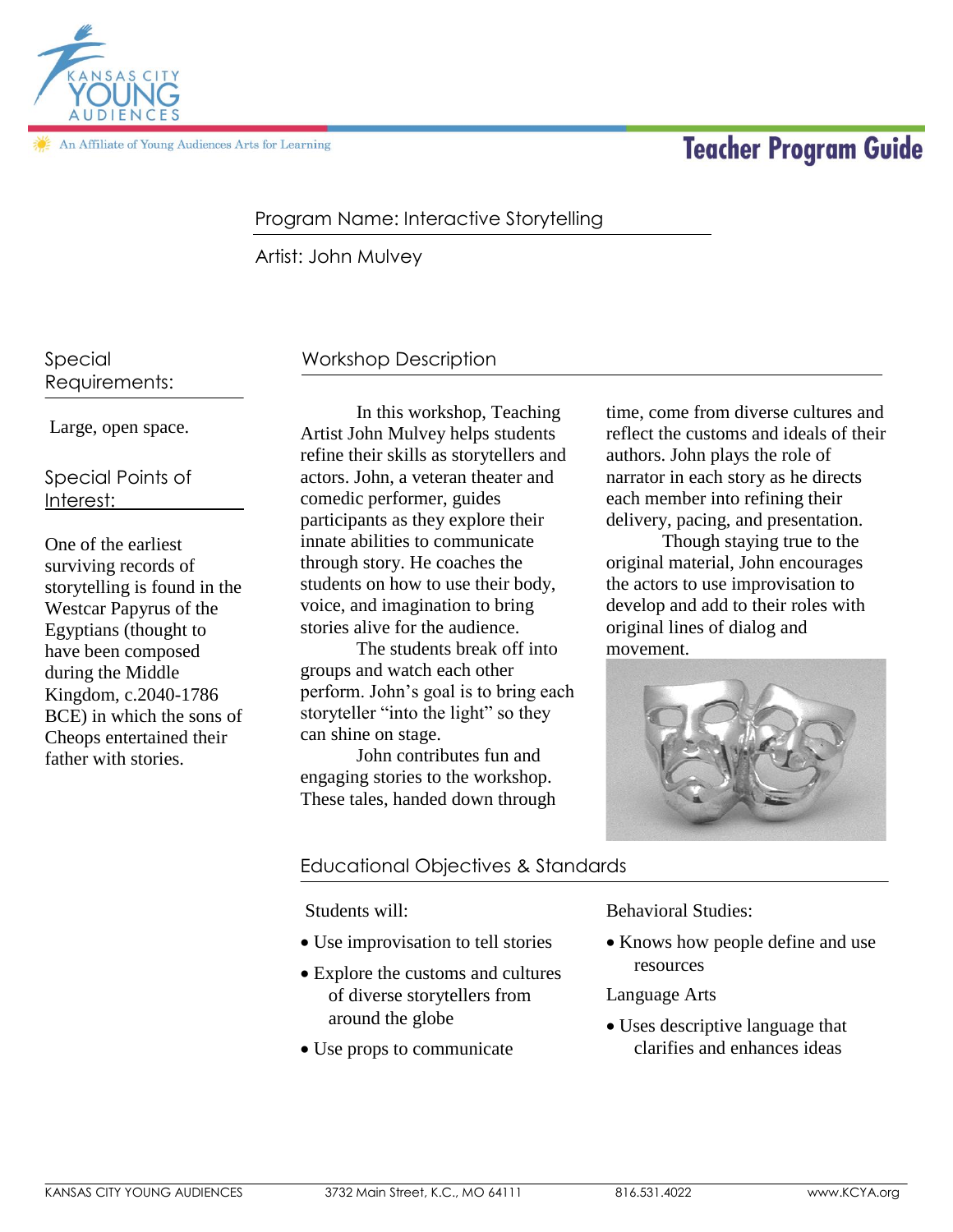Kansas City Young Audiences

An Affiliate of Young Audiences Arts for Learning

# Teacher Program Guide

Program Name: Interactive Storytelling

Artist: John Mulvey

## Special Requirements:

Large, open space.

## Special Points of Interest:

One of the earliest surviving records of storytelling is found in the Westcar Papyrus of the Egyptians (thought to have been composed during the Middle Kingdom, c.2040-1786 BCE) in which the sons of Cheops entertained their father with stories.

## Workshop Description

In this workshop, Teaching Artist John Mulvey helps students refine their skills as storytellers and actors. John, a veteran theater and comedic performer, guides participants as they explore their innate abilities to communicate through story. He coaches the students on how to use their body, voice, and imagination to bring stories alive for the audience.

The students break off into groups and watch each other perform. John's goal is to bring each storyteller "into the light" so they can shine on stage.

John contributes fun and engaging stories to the workshop. These tales, handed down through time, come from diverse cultures and reflect the customs and ideals of their authors. John plays the role of narrator in each story as he directs each member into refining their delivery, pacing, and presentation.

Though staying true to the original material, John encourages the actors to use improvisation to develop and add to their roles with original lines of dialog and movement.

## Educational Objectives & Standards

Students will:

- Use improvisation to tell stories
- Explore the customs and cultures of diverse storytellers from around the globe
- Use props to communicate

Behavioral Studies:

- Knows how people define and use resources

Language Arts

- Uses descriptive language that clarifies and enhances ideas

KANSAS CITY YOUNG AUDIENCES | 3732 Main Street, K.C., MO 64111 | 816.531.4022 | www.KCYA.org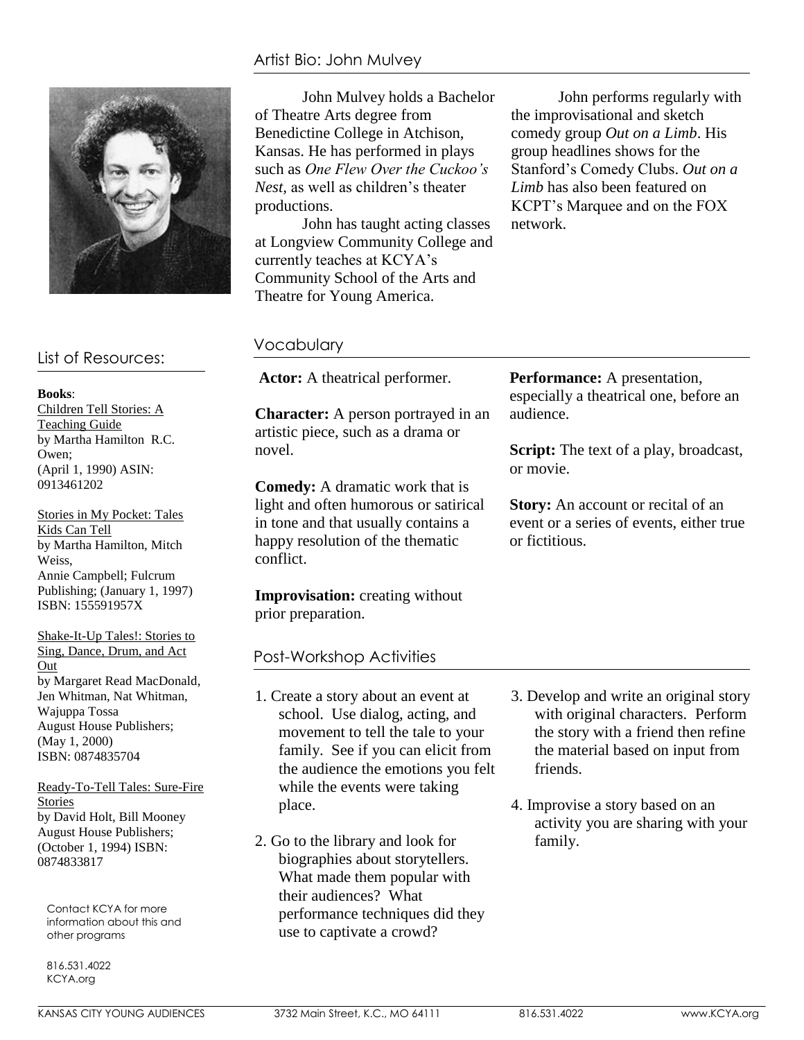## Artist Bio: John Mulvey

John Mulvey holds a Bachelor of Theatre Arts degree from Benedictine College in Atchison, Kansas. He has performed in plays such as *One Flew Over the Cuckoo's Nest*, as well as children's theater productions.

John has taught acting classes at Longview Community College and currently teaches at KCYA's Community School of the Arts and Theatre for Young America.

John performs regularly with the improvisational and sketch comedy group *Out on a Limb*. His group headlines shows for the Stanford's Comedy Clubs. *Out on a Limb* has also been featured on KCPT's Marquee and on the FOX network.

## List of Resources:

**Books**:

Children Tell Stories: A Teaching Guide
by Martha Hamilton R.C. Owen;
(April 1, 1990) ASIN: 0913461202

Stories in My Pocket: Tales Kids Can Tell
by Martha Hamilton, Mitch Weiss,
Annie Campbell; Fulcrum Publishing; (January 1, 1997) ISBN: 155591957X

Shake-It-Up Tales!: Stories to Sing, Dance, Drum, and Act Out
by Margaret Read MacDonald, Jen Whitman, Nat Whitman, Wajuppa Tossa
August House Publishers; (May 1, 2000)
ISBN: 0874835704

Ready-To-Tell Tales: Sure-Fire Stories
by David Holt, Bill Mooney
August House Publishers; (October 1, 1994) ISBN: 0874833817

Contact KCYA for more information about this and other programs

816.531.4022
KCYA.org

## Vocabulary

**Actor:** A theatrical performer.

**Character:** A person portrayed in an artistic piece, such as a drama or novel.

**Comedy:** A dramatic work that is light and often humorous or satirical in tone and that usually contains a happy resolution of the thematic conflict.

**Improvisation:** creating without prior preparation.

**Performance:** A presentation, especially a theatrical one, before an audience.

**Script:** The text of a play, broadcast, or movie.

**Story:** An account or recital of an event or a series of events, either true or fictitious.

## Post-Workshop Activities

1. Create a story about an event at school. Use dialog, acting, and movement to tell the tale to your family. See if you can elicit from the audience the emotions you felt while the events were taking place.

2. Go to the library and look for biographies about storytellers. What made them popular with their audiences? What performance techniques did they use to captivate a crowd?

3. Develop and write an original story with original characters. Perform the story with a friend then refine the material based on input from friends.

4. Improvise a story based on an activity you are sharing with your family.